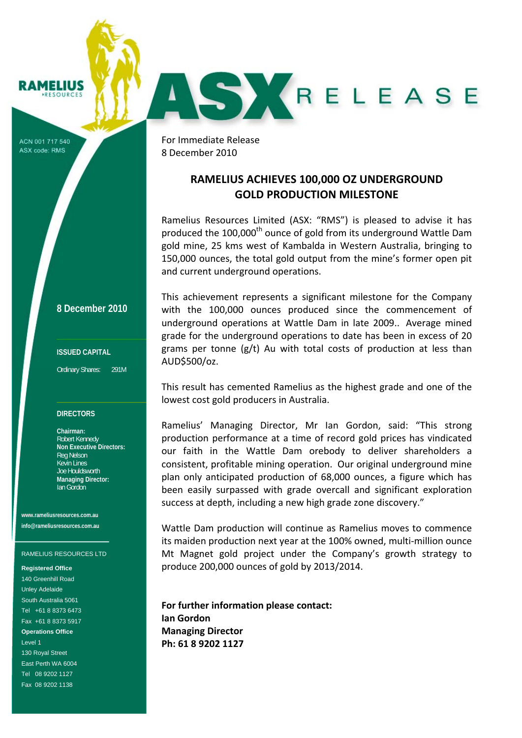RAMELIUS RESOURCES

ACN 001 717 540
ASX code: RMS

# ASX RELEASE

For Immediate Release
8 December 2010

## RAMELIUS ACHIEVES 100,000 OZ UNDERGROUND GOLD PRODUCTION MILESTONE

Ramelius Resources Limited (ASX: "RMS") is pleased to advise it has produced the 100,000th ounce of gold from its underground Wattle Dam gold mine, 25 kms west of Kambalda in Western Australia, bringing to 150,000 ounces, the total gold output from the mine's former open pit and current underground operations.

This achievement represents a significant milestone for the Company with the 100,000 ounces produced since the commencement of underground operations at Wattle Dam in late 2009.. Average mined grade for the underground operations to date has been in excess of 20 grams per tonne (g/t) Au with total costs of production at less than AUD$500/oz.

This result has cemented Ramelius as the highest grade and one of the lowest cost gold producers in Australia.

Ramelius' Managing Director, Mr Ian Gordon, said: "This strong production performance at a time of record gold prices has vindicated our faith in the Wattle Dam orebody to deliver shareholders a consistent, profitable mining operation. Our original underground mine plan only anticipated production of 68,000 ounces, a figure which has been easily surpassed with grade overcall and significant exploration success at depth, including a new high grade zone discovery."

Wattle Dam production will continue as Ramelius moves to commence its maiden production next year at the 100% owned, multi-million ounce Mt Magnet gold project under the Company's growth strategy to produce 200,000 ounces of gold by 2013/2014.

**For further information please contact:**
**Ian Gordon**
**Managing Director**
**Ph: 61 8 9202 1127**

---

**8 December 2010**

**ISSUED CAPITAL**

Ordinary Shares: 291M

**DIRECTORS**

**Chairman:**
Robert Kennedy
**Non Executive Directors:**
Reg Nelson
Kevin Lines
Joe Houldsworth
**Managing Director:**
Ian Gordon

www.rameliusresources.com.au
info@rameliusresources.com.au

RAMELIUS RESOURCES LTD

**Registered Office**
140 Greenhill Road
Unley Adelaide
South Australia 5061
Tel +61 8 8373 6473
Fax +61 8 8373 5917

**Operations Office**
Level 1
130 Royal Street
East Perth WA 6004
Tel 08 9202 1127
Fax 08 9202 1138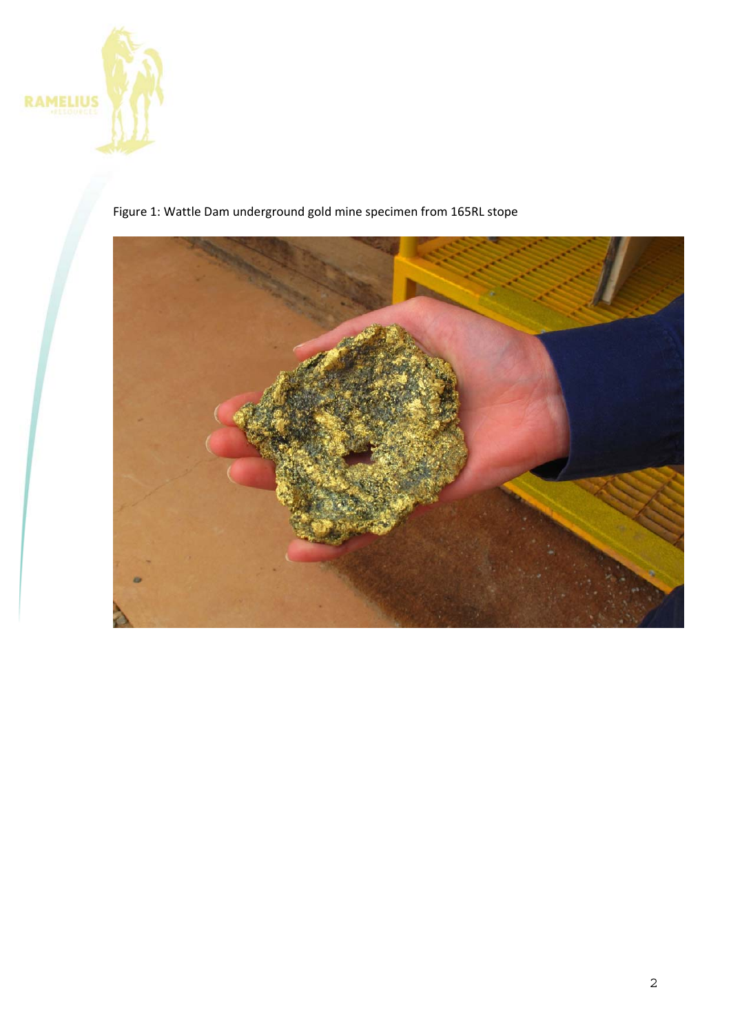Figure 1: Wattle Dam underground gold mine specimen from 165RL stope